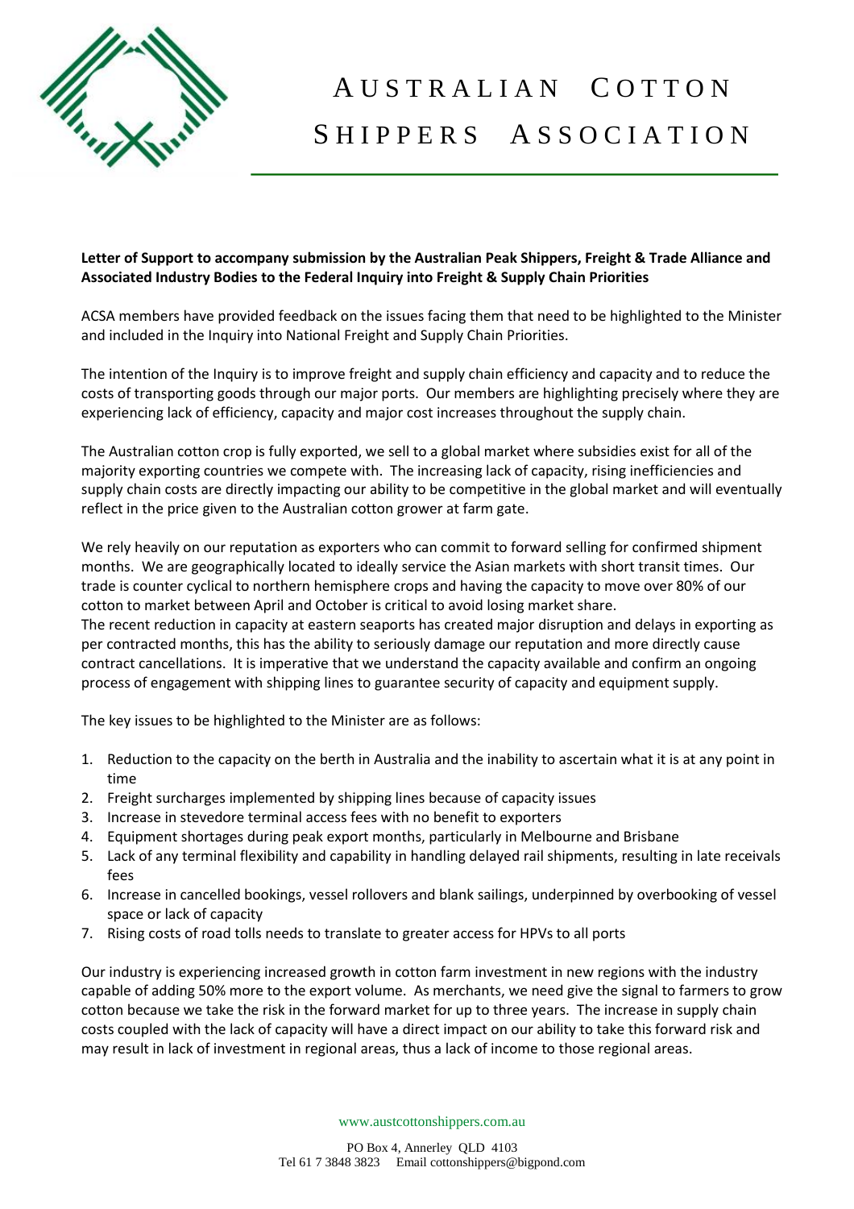# Australian Cotton Shippers Association

**Letter of Support to accompany submission by the Australian Peak Shippers, Freight & Trade Alliance and Associated Industry Bodies to the Federal Inquiry into Freight & Supply Chain Priorities**

ACSA members have provided feedback on the issues facing them that need to be highlighted to the Minister and included in the Inquiry into National Freight and Supply Chain Priorities.

The intention of the Inquiry is to improve freight and supply chain efficiency and capacity and to reduce the costs of transporting goods through our major ports. Our members are highlighting precisely where they are experiencing lack of efficiency, capacity and major cost increases throughout the supply chain.

The Australian cotton crop is fully exported, we sell to a global market where subsidies exist for all of the majority exporting countries we compete with. The increasing lack of capacity, rising inefficiencies and supply chain costs are directly impacting our ability to be competitive in the global market and will eventually reflect in the price given to the Australian cotton grower at farm gate.

We rely heavily on our reputation as exporters who can commit to forward selling for confirmed shipment months. We are geographically located to ideally service the Asian markets with short transit times. Our trade is counter cyclical to northern hemisphere crops and having the capacity to move over 80% of our cotton to market between April and October is critical to avoid losing market share.

The recent reduction in capacity at eastern seaports has created major disruption and delays in exporting as per contracted months, this has the ability to seriously damage our reputation and more directly cause contract cancellations. It is imperative that we understand the capacity available and confirm an ongoing process of engagement with shipping lines to guarantee security of capacity and equipment supply.

The key issues to be highlighted to the Minister are as follows:

1. Reduction to the capacity on the berth in Australia and the inability to ascertain what it is at any point in time
2. Freight surcharges implemented by shipping lines because of capacity issues
3. Increase in stevedore terminal access fees with no benefit to exporters
4. Equipment shortages during peak export months, particularly in Melbourne and Brisbane
5. Lack of any terminal flexibility and capability in handling delayed rail shipments, resulting in late receivals fees
6. Increase in cancelled bookings, vessel rollovers and blank sailings, underpinned by overbooking of vessel space or lack of capacity
7. Rising costs of road tolls needs to translate to greater access for HPVs to all ports

Our industry is experiencing increased growth in cotton farm investment in new regions with the industry capable of adding 50% more to the export volume. As merchants, we need give the signal to farmers to grow cotton because we take the risk in the forward market for up to three years. The increase in supply chain costs coupled with the lack of capacity will have a direct impact on our ability to take this forward risk and may result in lack of investment in regional areas, thus a lack of income to those regional areas.

www.austcottonshippers.com.au

PO Box 4, Annerley QLD 4103
Tel 61 7 3848 3823 Email cottonshippers@bigpond.com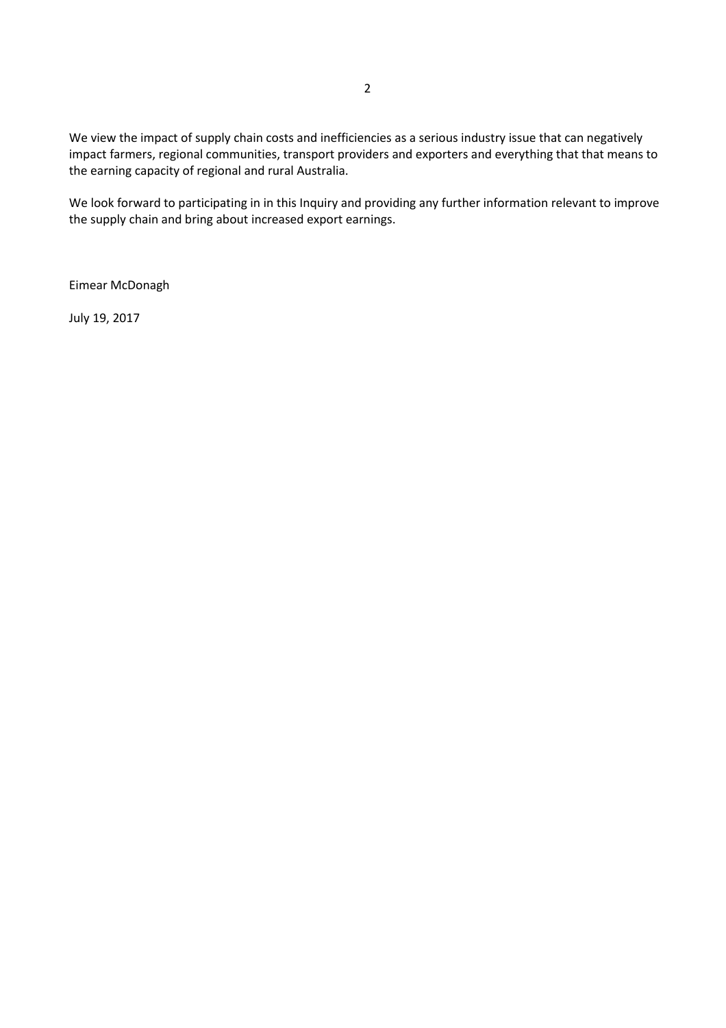We view the impact of supply chain costs and inefficiencies as a serious industry issue that can negatively impact farmers, regional communities, transport providers and exporters and everything that that means to the earning capacity of regional and rural Australia.

We look forward to participating in in this Inquiry and providing any further information relevant to improve the supply chain and bring about increased export earnings.

Eimear McDonagh

July 19, 2017